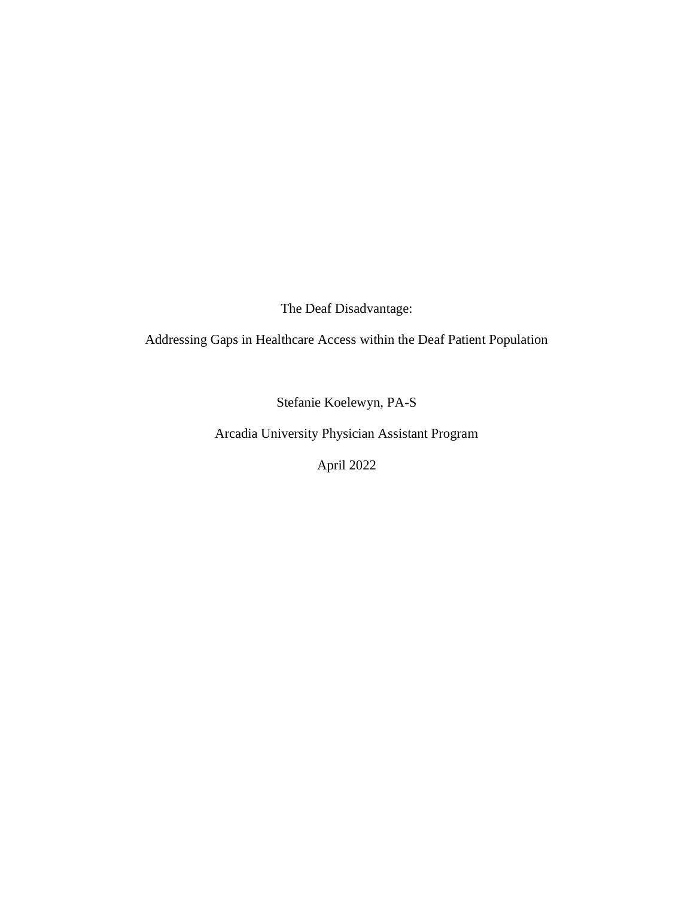# The Deaf Disadvantage:

## Addressing Gaps in Healthcare Access within the Deaf Patient Population

Stefanie Koelewyn, PA-S

Arcadia University Physician Assistant Program

April 2022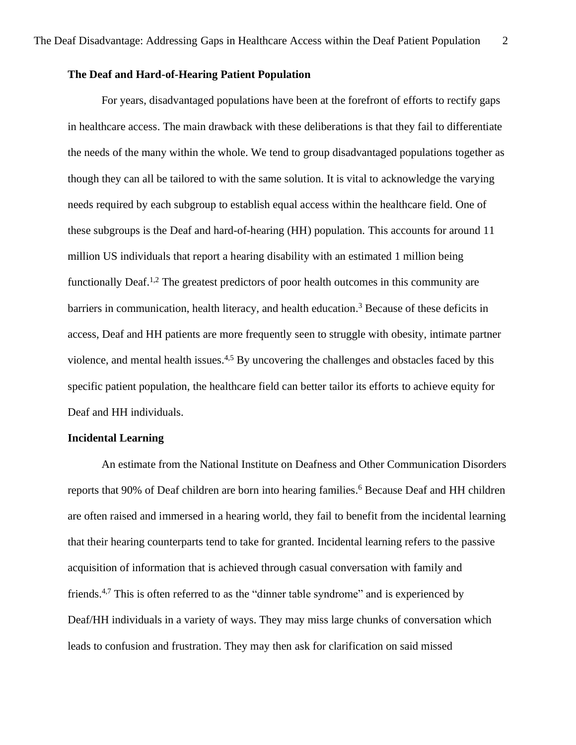**The Deaf and Hard-of-Hearing Patient Population**

For years, disadvantaged populations have been at the forefront of efforts to rectify gaps in healthcare access. The main drawback with these deliberations is that they fail to differentiate the needs of the many within the whole. We tend to group disadvantaged populations together as though they can all be tailored to with the same solution. It is vital to acknowledge the varying needs required by each subgroup to establish equal access within the healthcare field. One of these subgroups is the Deaf and hard-of-hearing (HH) population. This accounts for around 11 million US individuals that report a hearing disability with an estimated 1 million being functionally Deaf.[1,2] The greatest predictors of poor health outcomes in this community are barriers in communication, health literacy, and health education.[3] Because of these deficits in access, Deaf and HH patients are more frequently seen to struggle with obesity, intimate partner violence, and mental health issues.[4,5] By uncovering the challenges and obstacles faced by this specific patient population, the healthcare field can better tailor its efforts to achieve equity for Deaf and HH individuals.

**Incidental Learning**

An estimate from the National Institute on Deafness and Other Communication Disorders reports that 90% of Deaf children are born into hearing families.[6] Because Deaf and HH children are often raised and immersed in a hearing world, they fail to benefit from the incidental learning that their hearing counterparts tend to take for granted. Incidental learning refers to the passive acquisition of information that is achieved through casual conversation with family and friends.[4,7] This is often referred to as the "dinner table syndrome" and is experienced by Deaf/HH individuals in a variety of ways. They may miss large chunks of conversation which leads to confusion and frustration. They may then ask for clarification on said missed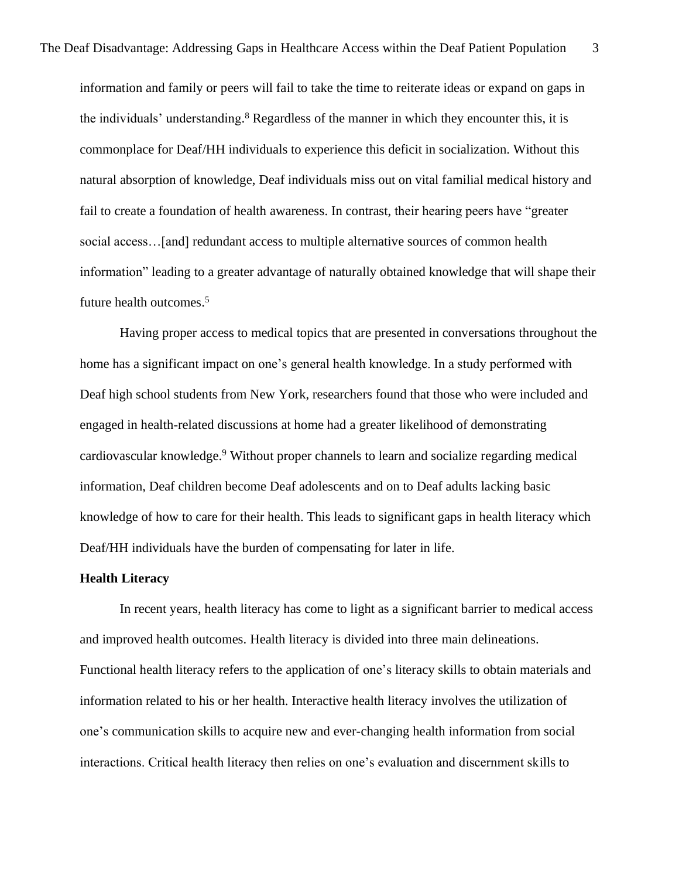information and family or peers will fail to take the time to reiterate ideas or expand on gaps in the individuals' understanding.[8] Regardless of the manner in which they encounter this, it is commonplace for Deaf/HH individuals to experience this deficit in socialization. Without this natural absorption of knowledge, Deaf individuals miss out on vital familial medical history and fail to create a foundation of health awareness. In contrast, their hearing peers have "greater social access…[and] redundant access to multiple alternative sources of common health information" leading to a greater advantage of naturally obtained knowledge that will shape their future health outcomes.[5]

Having proper access to medical topics that are presented in conversations throughout the home has a significant impact on one's general health knowledge. In a study performed with Deaf high school students from New York, researchers found that those who were included and engaged in health-related discussions at home had a greater likelihood of demonstrating cardiovascular knowledge.[9] Without proper channels to learn and socialize regarding medical information, Deaf children become Deaf adolescents and on to Deaf adults lacking basic knowledge of how to care for their health. This leads to significant gaps in health literacy which Deaf/HH individuals have the burden of compensating for later in life.

**Health Literacy**

In recent years, health literacy has come to light as a significant barrier to medical access and improved health outcomes. Health literacy is divided into three main delineations. Functional health literacy refers to the application of one's literacy skills to obtain materials and information related to his or her health. Interactive health literacy involves the utilization of one's communication skills to acquire new and ever-changing health information from social interactions. Critical health literacy then relies on one's evaluation and discernment skills to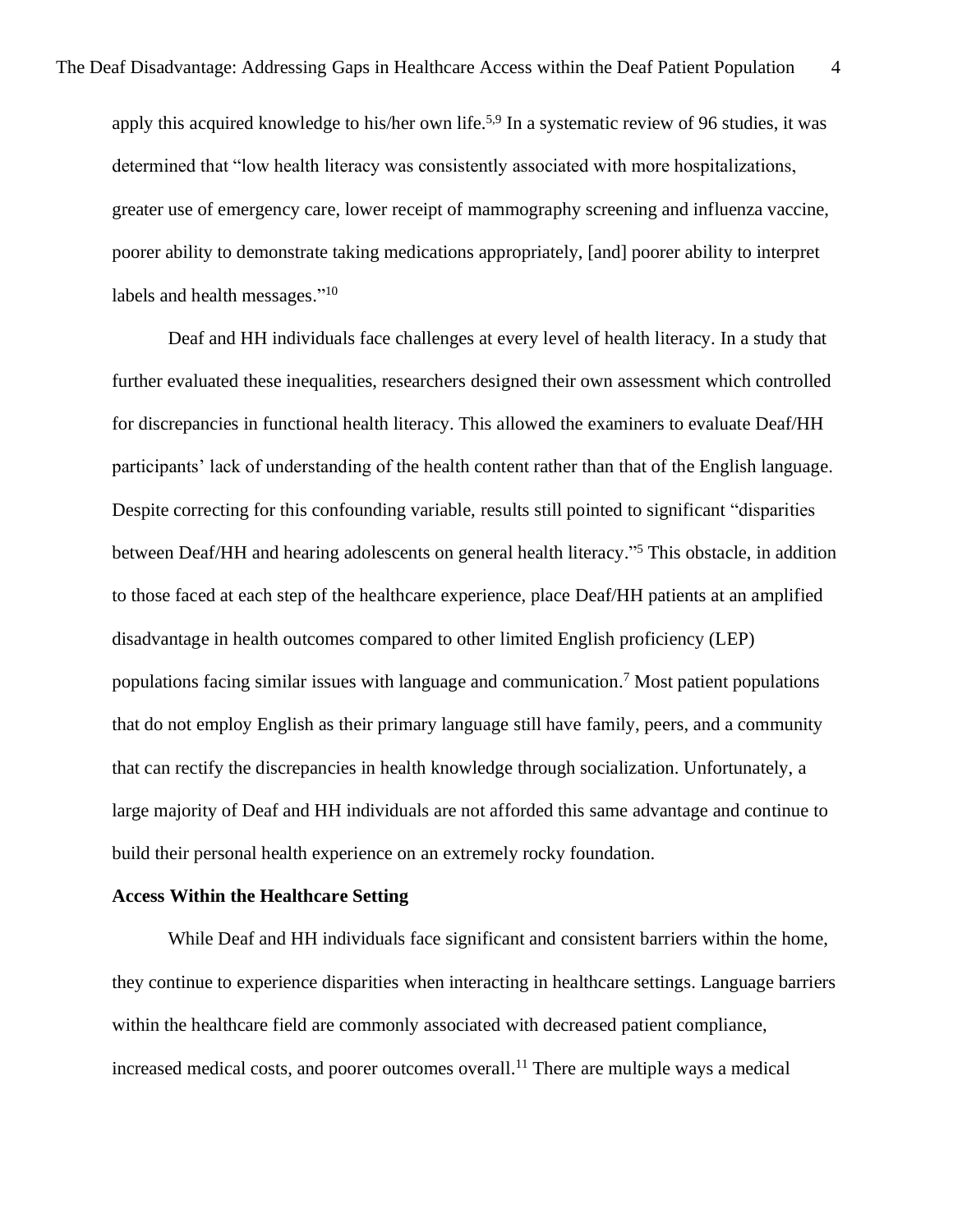apply this acquired knowledge to his/her own life.[5,9] In a systematic review of 96 studies, it was determined that "low health literacy was consistently associated with more hospitalizations, greater use of emergency care, lower receipt of mammography screening and influenza vaccine, poorer ability to demonstrate taking medications appropriately, [and] poorer ability to interpret labels and health messages."[10]

Deaf and HH individuals face challenges at every level of health literacy. In a study that further evaluated these inequalities, researchers designed their own assessment which controlled for discrepancies in functional health literacy. This allowed the examiners to evaluate Deaf/HH participants' lack of understanding of the health content rather than that of the English language. Despite correcting for this confounding variable, results still pointed to significant "disparities between Deaf/HH and hearing adolescents on general health literacy."[5] This obstacle, in addition to those faced at each step of the healthcare experience, place Deaf/HH patients at an amplified disadvantage in health outcomes compared to other limited English proficiency (LEP) populations facing similar issues with language and communication.[7] Most patient populations that do not employ English as their primary language still have family, peers, and a community that can rectify the discrepancies in health knowledge through socialization. Unfortunately, a large majority of Deaf and HH individuals are not afforded this same advantage and continue to build their personal health experience on an extremely rocky foundation.

**Access Within the Healthcare Setting**

While Deaf and HH individuals face significant and consistent barriers within the home, they continue to experience disparities when interacting in healthcare settings. Language barriers within the healthcare field are commonly associated with decreased patient compliance, increased medical costs, and poorer outcomes overall.[11] There are multiple ways a medical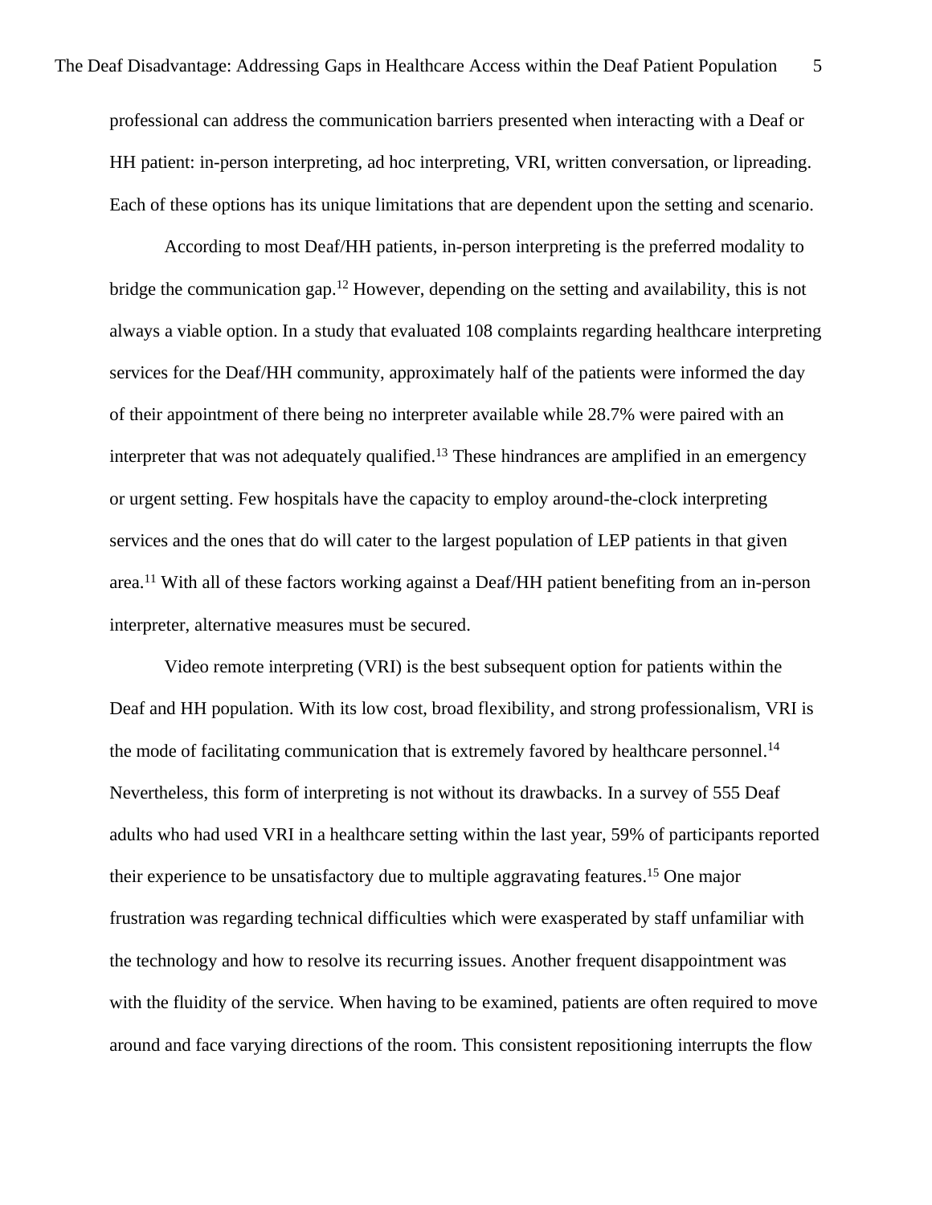professional can address the communication barriers presented when interacting with a Deaf or HH patient: in-person interpreting, ad hoc interpreting, VRI, written conversation, or lipreading. Each of these options has its unique limitations that are dependent upon the setting and scenario.

According to most Deaf/HH patients, in-person interpreting is the preferred modality to bridge the communication gap.[12] However, depending on the setting and availability, this is not always a viable option. In a study that evaluated 108 complaints regarding healthcare interpreting services for the Deaf/HH community, approximately half of the patients were informed the day of their appointment of there being no interpreter available while 28.7% were paired with an interpreter that was not adequately qualified.[13] These hindrances are amplified in an emergency or urgent setting. Few hospitals have the capacity to employ around-the-clock interpreting services and the ones that do will cater to the largest population of LEP patients in that given area.[11] With all of these factors working against a Deaf/HH patient benefiting from an in-person interpreter, alternative measures must be secured.

Video remote interpreting (VRI) is the best subsequent option for patients within the Deaf and HH population. With its low cost, broad flexibility, and strong professionalism, VRI is the mode of facilitating communication that is extremely favored by healthcare personnel.[14] Nevertheless, this form of interpreting is not without its drawbacks. In a survey of 555 Deaf adults who had used VRI in a healthcare setting within the last year, 59% of participants reported their experience to be unsatisfactory due to multiple aggravating features.[15] One major frustration was regarding technical difficulties which were exasperated by staff unfamiliar with the technology and how to resolve its recurring issues. Another frequent disappointment was with the fluidity of the service. When having to be examined, patients are often required to move around and face varying directions of the room. This consistent repositioning interrupts the flow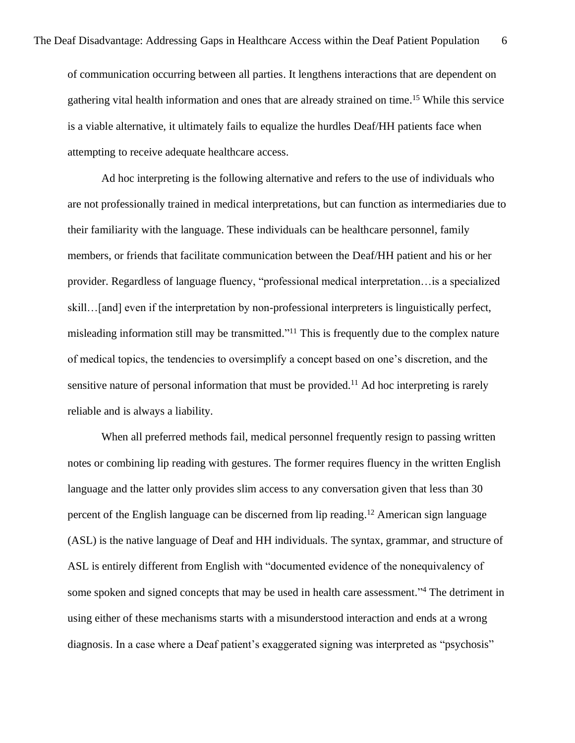of communication occurring between all parties. It lengthens interactions that are dependent on gathering vital health information and ones that are already strained on time.[15] While this service is a viable alternative, it ultimately fails to equalize the hurdles Deaf/HH patients face when attempting to receive adequate healthcare access.

Ad hoc interpreting is the following alternative and refers to the use of individuals who are not professionally trained in medical interpretations, but can function as intermediaries due to their familiarity with the language. These individuals can be healthcare personnel, family members, or friends that facilitate communication between the Deaf/HH patient and his or her provider. Regardless of language fluency, "professional medical interpretation…is a specialized skill…[and] even if the interpretation by non-professional interpreters is linguistically perfect, misleading information still may be transmitted."[11] This is frequently due to the complex nature of medical topics, the tendencies to oversimplify a concept based on one's discretion, and the sensitive nature of personal information that must be provided.[11] Ad hoc interpreting is rarely reliable and is always a liability.

When all preferred methods fail, medical personnel frequently resign to passing written notes or combining lip reading with gestures. The former requires fluency in the written English language and the latter only provides slim access to any conversation given that less than 30 percent of the English language can be discerned from lip reading.[12] American sign language (ASL) is the native language of Deaf and HH individuals. The syntax, grammar, and structure of ASL is entirely different from English with "documented evidence of the nonequivalency of some spoken and signed concepts that may be used in health care assessment."[4] The detriment in using either of these mechanisms starts with a misunderstood interaction and ends at a wrong diagnosis. In a case where a Deaf patient's exaggerated signing was interpreted as "psychosis"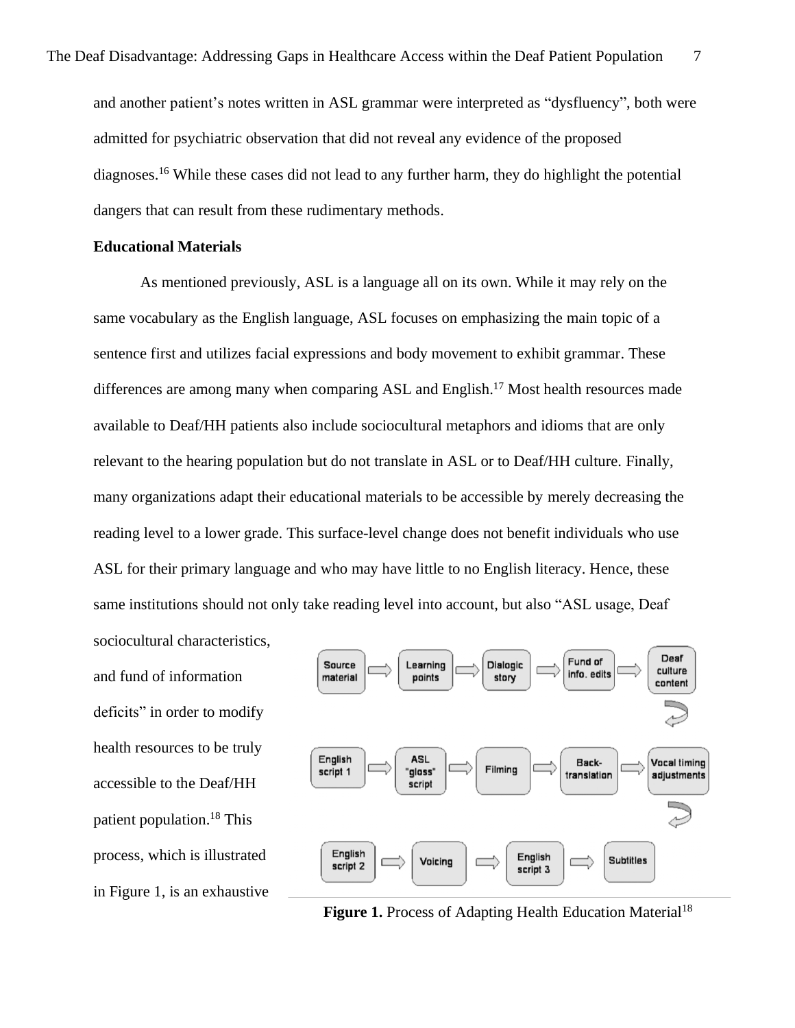and another patient's notes written in ASL grammar were interpreted as "dysfluency", both were admitted for psychiatric observation that did not reveal any evidence of the proposed diagnoses.[16] While these cases did not lead to any further harm, they do highlight the potential dangers that can result from these rudimentary methods.

**Educational Materials**

As mentioned previously, ASL is a language all on its own. While it may rely on the same vocabulary as the English language, ASL focuses on emphasizing the main topic of a sentence first and utilizes facial expressions and body movement to exhibit grammar. These differences are among many when comparing ASL and English.[17] Most health resources made available to Deaf/HH patients also include sociocultural metaphors and idioms that are only relevant to the hearing population but do not translate in ASL or to Deaf/HH culture. Finally, many organizations adapt their educational materials to be accessible by merely decreasing the reading level to a lower grade. This surface-level change does not benefit individuals who use ASL for their primary language and who may have little to no English literacy. Hence, these same institutions should not only take reading level into account, but also "ASL usage, Deaf sociocultural characteristics, and fund of information deficits" in order to modify health resources to be truly accessible to the Deaf/HH patient population.[18] This process, which is illustrated in Figure 1, is an exhaustive

Source material → Learning points → Dialogic story → Fund of info. edits → Deaf culture content → English script 1 → ASL "gloss" script → Filming → Back-translation → Vocal timing adjustments → English script 2 → Voicing → English script 3 → Subtitles

**Figure 1.** Process of Adapting Health Education Material[18]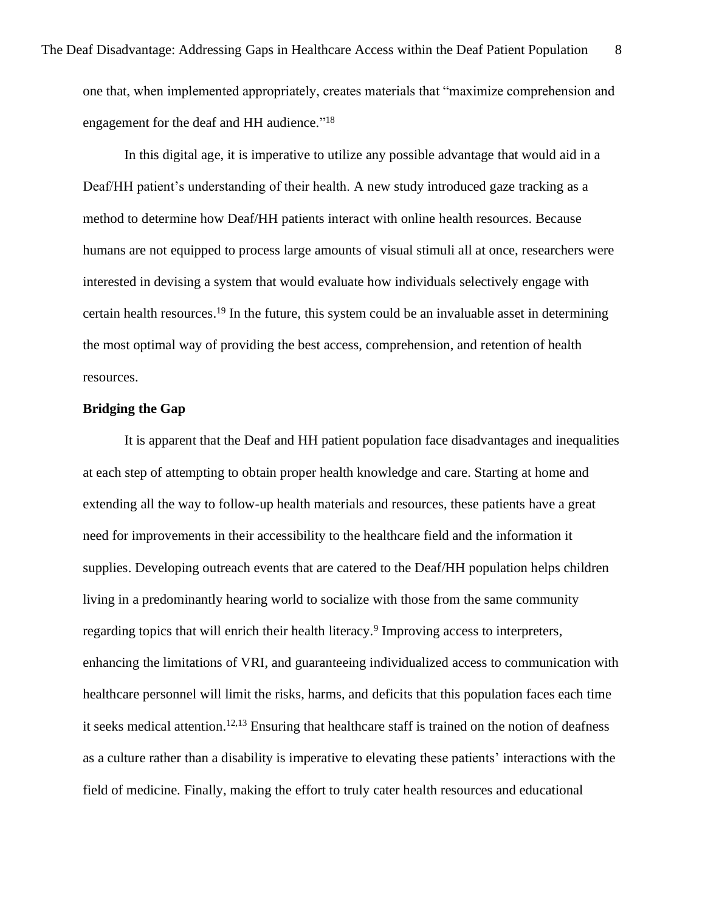one that, when implemented appropriately, creates materials that "maximize comprehension and engagement for the deaf and HH audience."[18]

In this digital age, it is imperative to utilize any possible advantage that would aid in a Deaf/HH patient's understanding of their health. A new study introduced gaze tracking as a method to determine how Deaf/HH patients interact with online health resources. Because humans are not equipped to process large amounts of visual stimuli all at once, researchers were interested in devising a system that would evaluate how individuals selectively engage with certain health resources.[19] In the future, this system could be an invaluable asset in determining the most optimal way of providing the best access, comprehension, and retention of health resources.

**Bridging the Gap**

It is apparent that the Deaf and HH patient population face disadvantages and inequalities at each step of attempting to obtain proper health knowledge and care. Starting at home and extending all the way to follow-up health materials and resources, these patients have a great need for improvements in their accessibility to the healthcare field and the information it supplies. Developing outreach events that are catered to the Deaf/HH population helps children living in a predominantly hearing world to socialize with those from the same community regarding topics that will enrich their health literacy.[9] Improving access to interpreters, enhancing the limitations of VRI, and guaranteeing individualized access to communication with healthcare personnel will limit the risks, harms, and deficits that this population faces each time it seeks medical attention.[12,13] Ensuring that healthcare staff is trained on the notion of deafness as a culture rather than a disability is imperative to elevating these patients' interactions with the field of medicine. Finally, making the effort to truly cater health resources and educational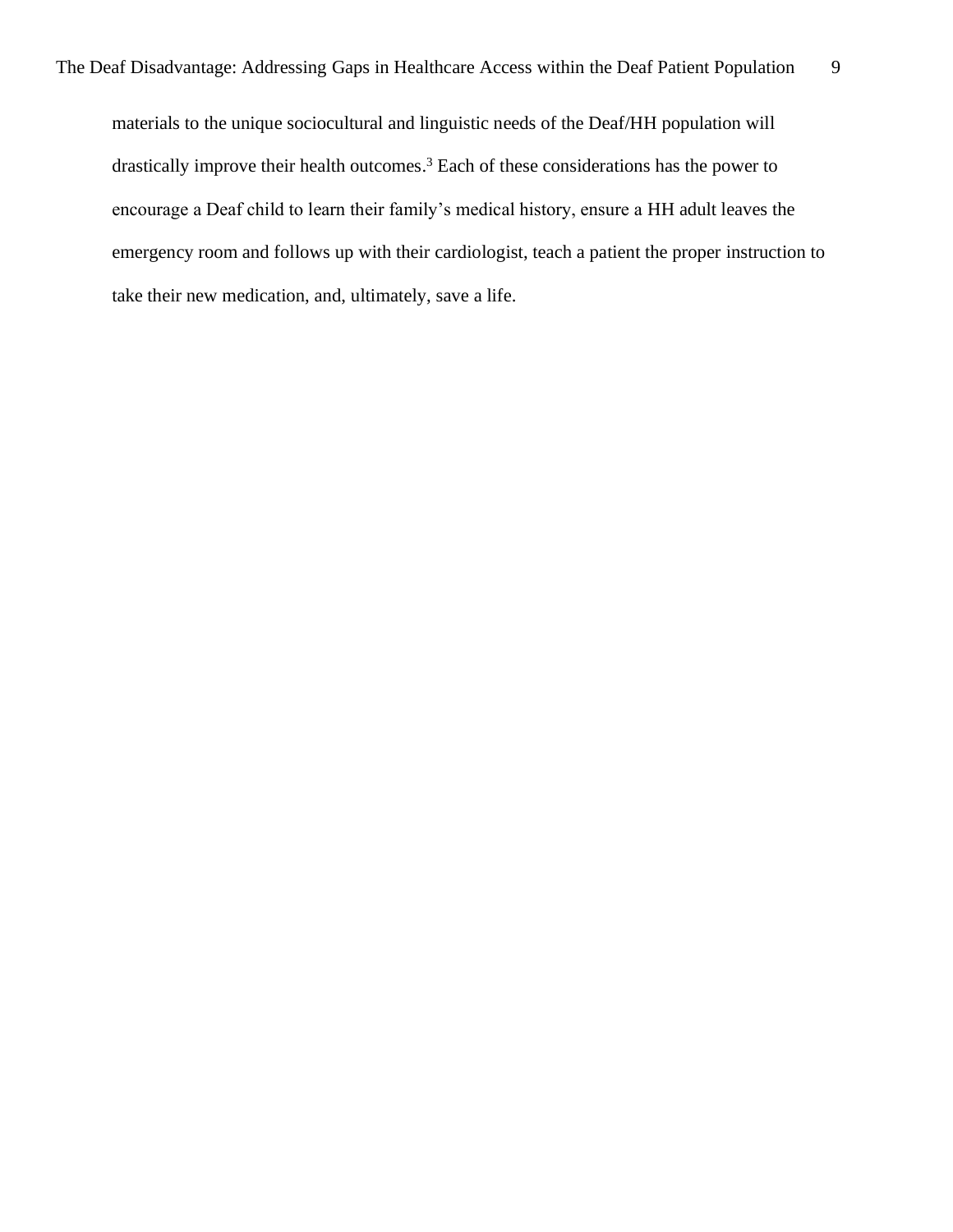materials to the unique sociocultural and linguistic needs of the Deaf/HH population will drastically improve their health outcomes.[3] Each of these considerations has the power to encourage a Deaf child to learn their family's medical history, ensure a HH adult leaves the emergency room and follows up with their cardiologist, teach a patient the proper instruction to take their new medication, and, ultimately, save a life.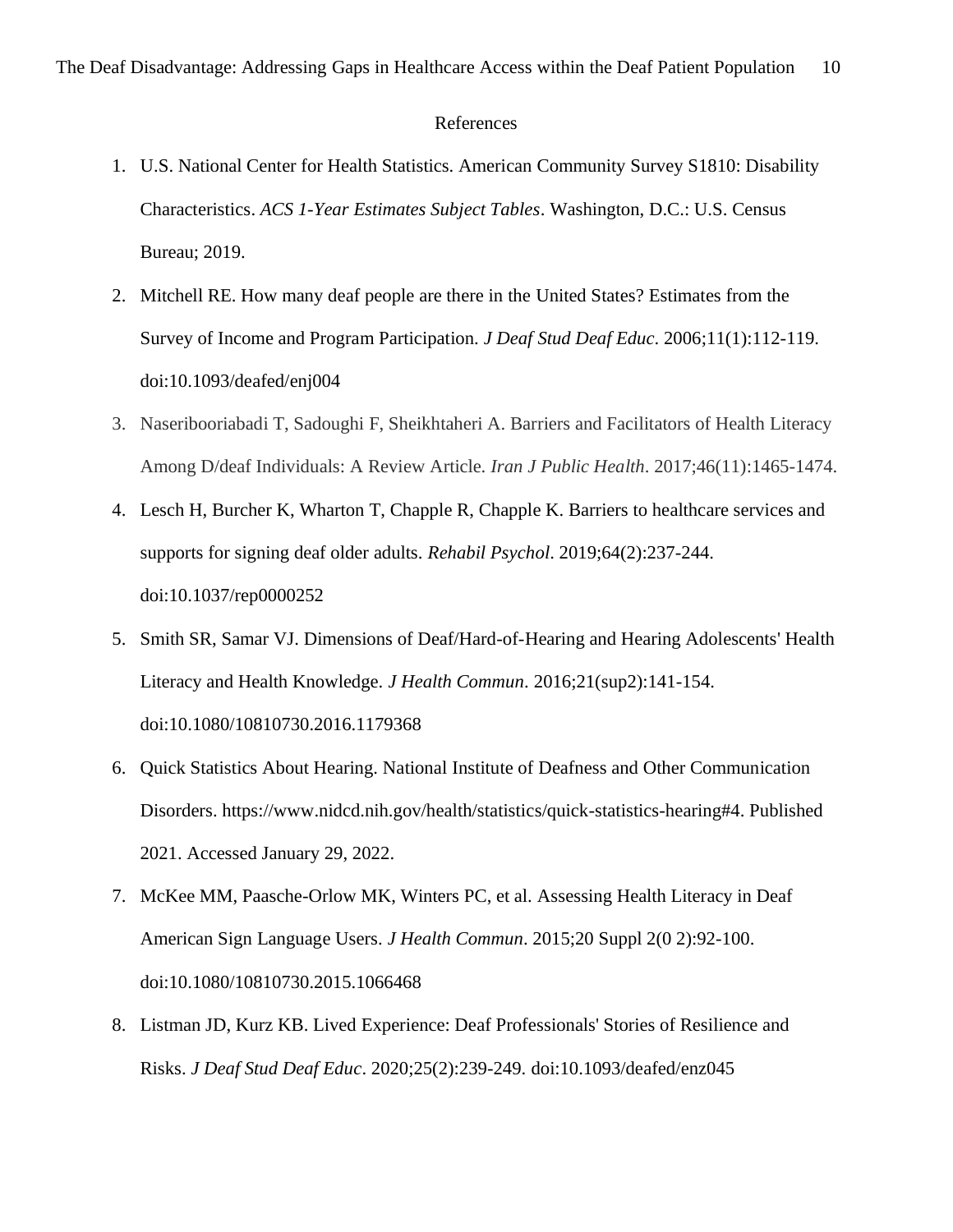## References

1. U.S. National Center for Health Statistics. American Community Survey S1810: Disability Characteristics. *ACS 1-Year Estimates Subject Tables*. Washington, D.C.: U.S. Census Bureau; 2019.
2. Mitchell RE. How many deaf people are there in the United States? Estimates from the Survey of Income and Program Participation. *J Deaf Stud Deaf Educ*. 2006;11(1):112-119. doi:10.1093/deafed/enj004
3. Naseribooriabadi T, Sadoughi F, Sheikhtaheri A. Barriers and Facilitators of Health Literacy Among D/deaf Individuals: A Review Article. *Iran J Public Health*. 2017;46(11):1465-1474.
4. Lesch H, Burcher K, Wharton T, Chapple R, Chapple K. Barriers to healthcare services and supports for signing deaf older adults. *Rehabil Psychol*. 2019;64(2):237-244. doi:10.1037/rep0000252
5. Smith SR, Samar VJ. Dimensions of Deaf/Hard-of-Hearing and Hearing Adolescents' Health Literacy and Health Knowledge. *J Health Commun*. 2016;21(sup2):141-154. doi:10.1080/10810730.2016.1179368
6. Quick Statistics About Hearing. National Institute of Deafness and Other Communication Disorders. https://www.nidcd.nih.gov/health/statistics/quick-statistics-hearing#4. Published 2021. Accessed January 29, 2022.
7. McKee MM, Paasche-Orlow MK, Winters PC, et al. Assessing Health Literacy in Deaf American Sign Language Users. *J Health Commun*. 2015;20 Suppl 2(0 2):92-100. doi:10.1080/10810730.2015.1066468
8. Listman JD, Kurz KB. Lived Experience: Deaf Professionals' Stories of Resilience and Risks. *J Deaf Stud Deaf Educ*. 2020;25(2):239-249. doi:10.1093/deafed/enz045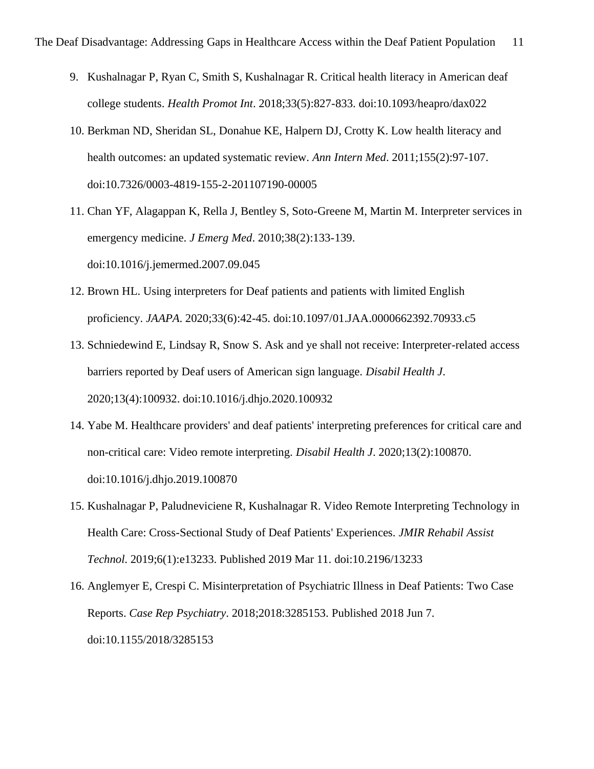9. Kushalnagar P, Ryan C, Smith S, Kushalnagar R. Critical health literacy in American deaf college students. *Health Promot Int*. 2018;33(5):827-833. doi:10.1093/heapro/dax022
10. Berkman ND, Sheridan SL, Donahue KE, Halpern DJ, Crotty K. Low health literacy and health outcomes: an updated systematic review. *Ann Intern Med*. 2011;155(2):97-107. doi:10.7326/0003-4819-155-2-201107190-00005
11. Chan YF, Alagappan K, Rella J, Bentley S, Soto-Greene M, Martin M. Interpreter services in emergency medicine. *J Emerg Med*. 2010;38(2):133-139. doi:10.1016/j.jemermed.2007.09.045
12. Brown HL. Using interpreters for Deaf patients and patients with limited English proficiency. *JAAPA*. 2020;33(6):42-45. doi:10.1097/01.JAA.0000662392.70933.c5
13. Schniedewind E, Lindsay R, Snow S. Ask and ye shall not receive: Interpreter-related access barriers reported by Deaf users of American sign language. *Disabil Health J*. 2020;13(4):100932. doi:10.1016/j.dhjo.2020.100932
14. Yabe M. Healthcare providers' and deaf patients' interpreting preferences for critical care and non-critical care: Video remote interpreting. *Disabil Health J*. 2020;13(2):100870. doi:10.1016/j.dhjo.2019.100870
15. Kushalnagar P, Paludneviciene R, Kushalnagar R. Video Remote Interpreting Technology in Health Care: Cross-Sectional Study of Deaf Patients' Experiences. *JMIR Rehabil Assist Technol*. 2019;6(1):e13233. Published 2019 Mar 11. doi:10.2196/13233
16. Anglemyer E, Crespi C. Misinterpretation of Psychiatric Illness in Deaf Patients: Two Case Reports. *Case Rep Psychiatry*. 2018;2018:3285153. Published 2018 Jun 7. doi:10.1155/2018/3285153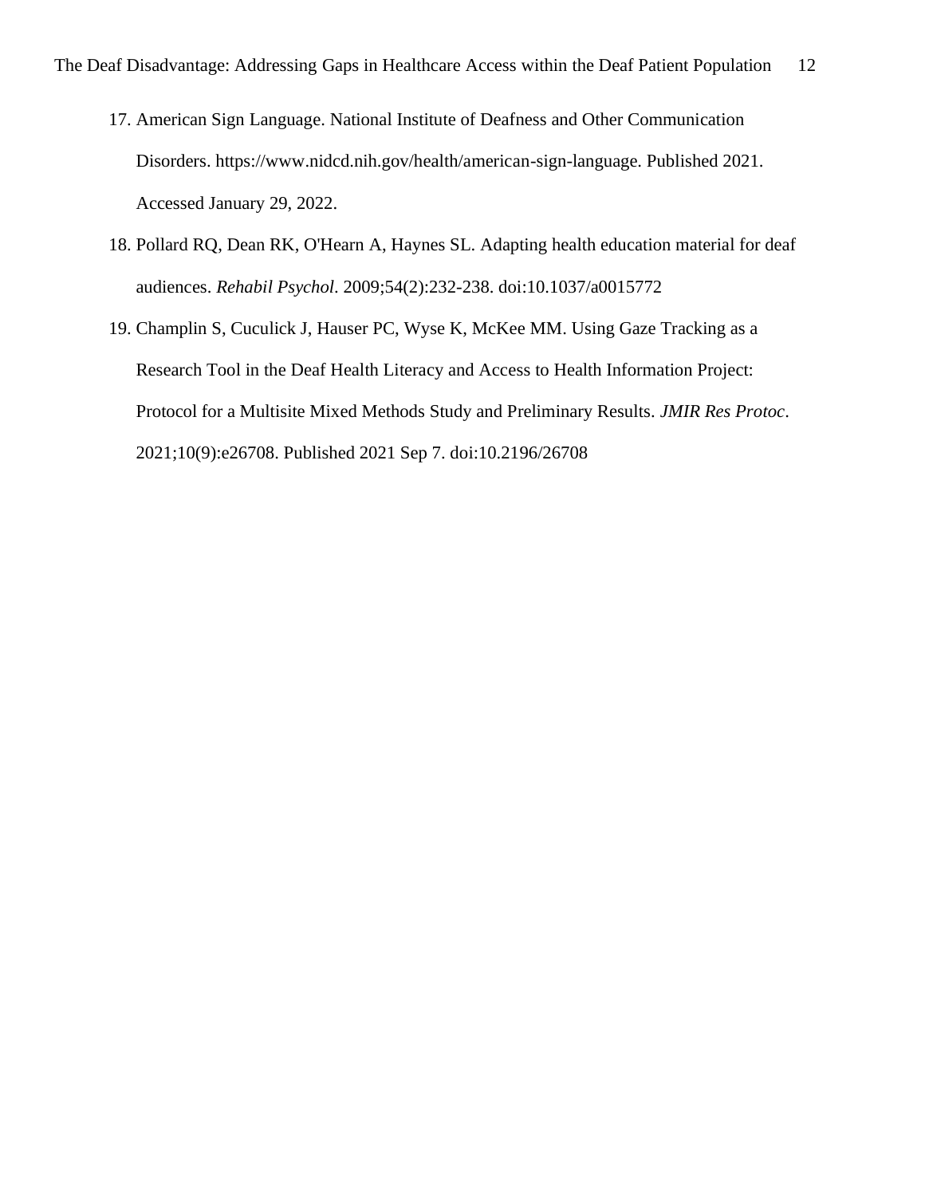17. American Sign Language. National Institute of Deafness and Other Communication Disorders. https://www.nidcd.nih.gov/health/american-sign-language. Published 2021. Accessed January 29, 2022.
18. Pollard RQ, Dean RK, O'Hearn A, Haynes SL. Adapting health education material for deaf audiences. *Rehabil Psychol*. 2009;54(2):232-238. doi:10.1037/a0015772
19. Champlin S, Cuculick J, Hauser PC, Wyse K, McKee MM. Using Gaze Tracking as a Research Tool in the Deaf Health Literacy and Access to Health Information Project: Protocol for a Multisite Mixed Methods Study and Preliminary Results. *JMIR Res Protoc*. 2021;10(9):e26708. Published 2021 Sep 7. doi:10.2196/26708